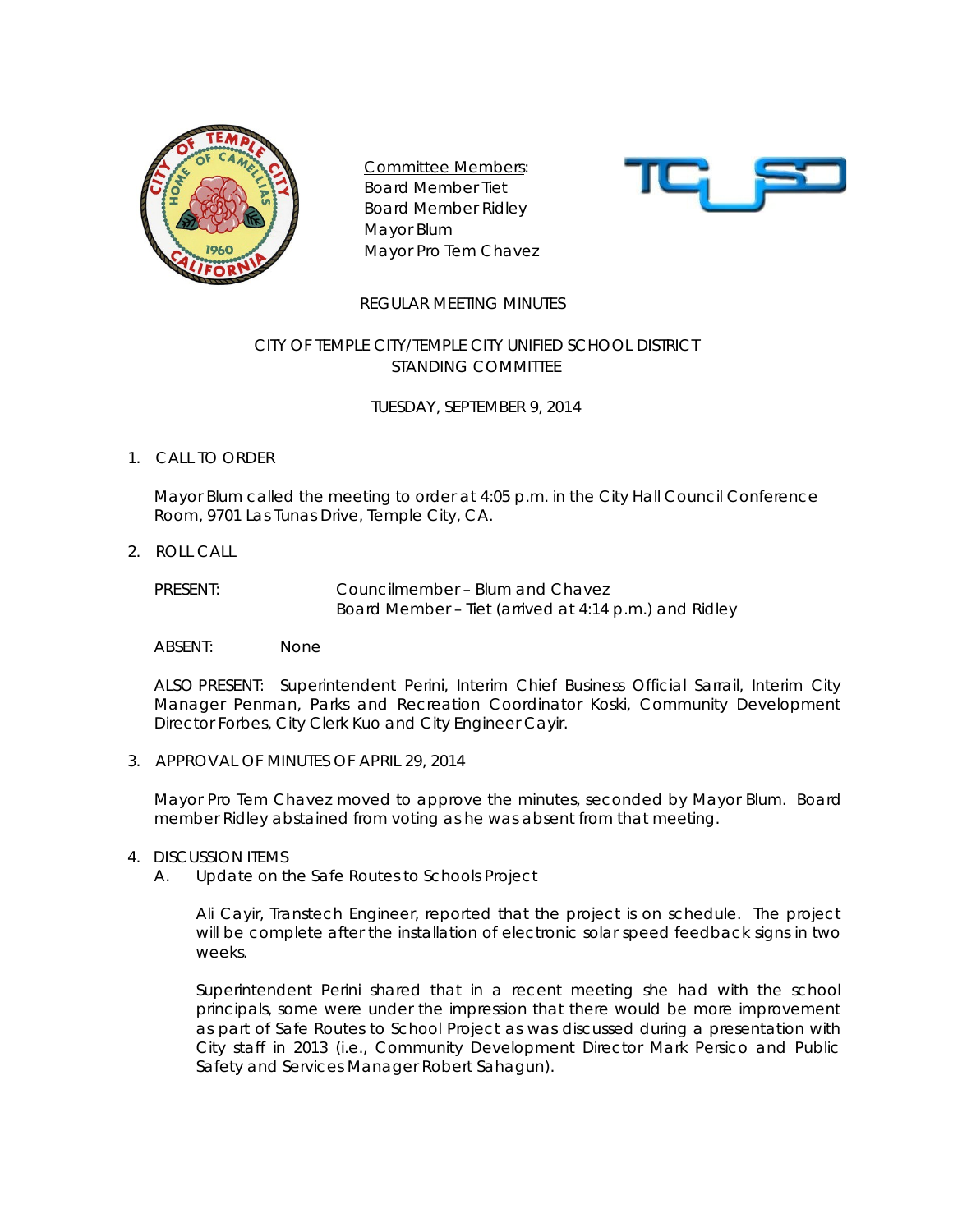Committee Members:
Board Member Tiet
Board Member Ridley
Mayor Blum
Mayor Pro Tem Chavez

# REGULAR MEETING MINUTES

## CITY OF TEMPLE CITY/TEMPLE CITY UNIFIED SCHOOL DISTRICT STANDING COMMITTEE

### TUESDAY, SEPTEMBER 9, 2014

1. CALL TO ORDER

   Mayor Blum called the meeting to order at 4:05 p.m. in the City Hall Council Conference Room, 9701 Las Tunas Drive, Temple City, CA.

2. ROLL CALL

   PRESENT: Councilmember – Blum and Chavez
   Board Member – Tiet (arrived at 4:14 p.m.) and Ridley

   ABSENT: None

   ALSO PRESENT: Superintendent Perini, Interim Chief Business Official Sarrail, Interim City Manager Penman, Parks and Recreation Coordinator Koski, Community Development Director Forbes, City Clerk Kuo and City Engineer Cayir.

3. APPROVAL OF MINUTES OF APRIL 29, 2014

   Mayor Pro Tem Chavez moved to approve the minutes, seconded by Mayor Blum. Board member Ridley abstained from voting as he was absent from that meeting.

4. DISCUSSION ITEMS
   A. Update on the Safe Routes to Schools Project

      Ali Cayir, Transtech Engineer, reported that the project is on schedule. The project will be complete after the installation of electronic solar speed feedback signs in two weeks.

      Superintendent Perini shared that in a recent meeting she had with the school principals, some were under the impression that there would be more improvement as part of Safe Routes to School Project as was discussed during a presentation with City staff in 2013 (i.e., Community Development Director Mark Persico and Public Safety and Services Manager Robert Sahagun).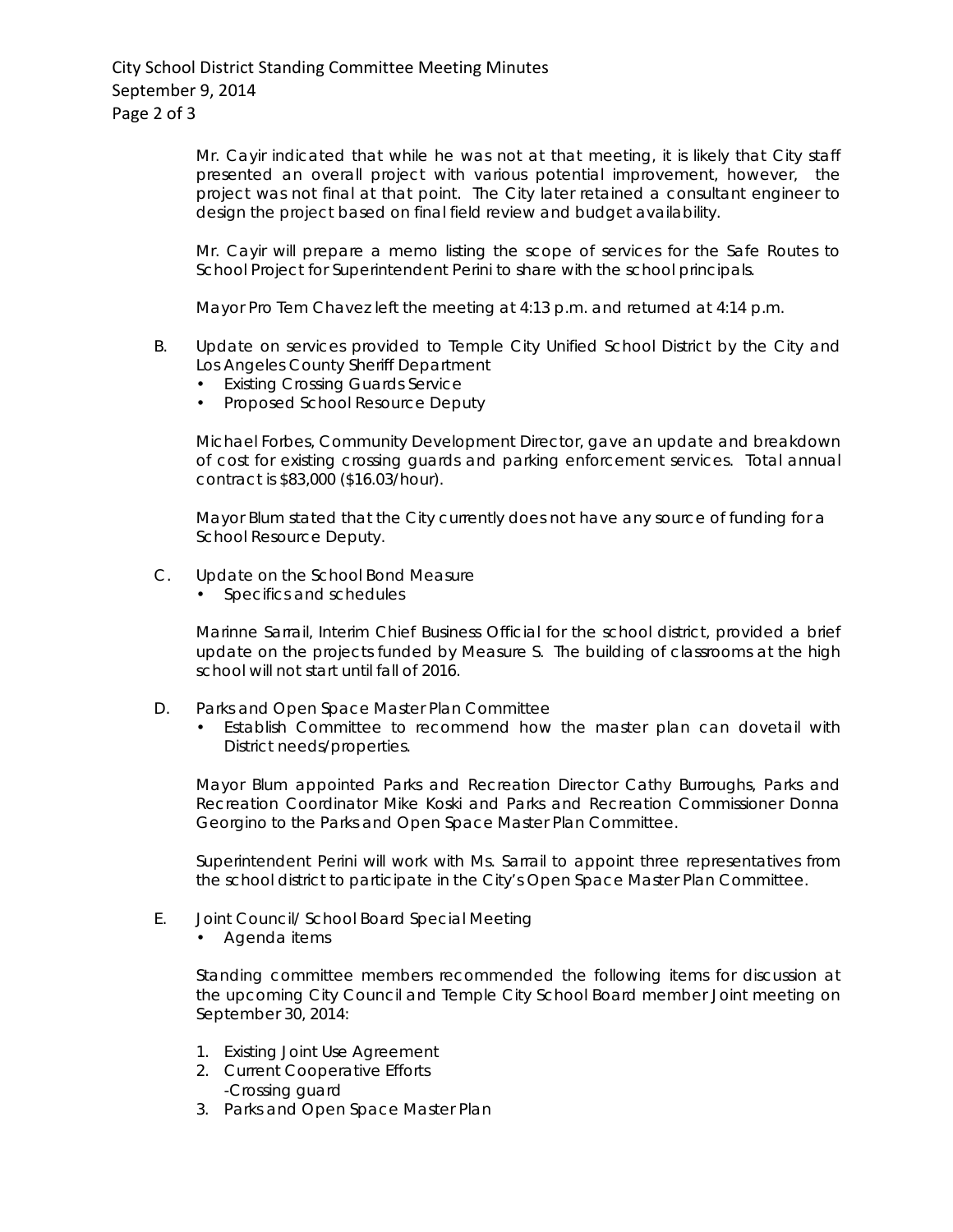Mr. Cayir indicated that while he was not at that meeting, it is likely that City staff presented an overall project with various potential improvement, however, the project was not final at that point. The City later retained a consultant engineer to design the project based on final field review and budget availability.

Mr. Cayir will prepare a memo listing the scope of services for the Safe Routes to School Project for Superintendent Perini to share with the school principals.

Mayor Pro Tem Chavez left the meeting at 4:13 p.m. and returned at 4:14 p.m.

B. Update on services provided to Temple City Unified School District by the City and Los Angeles County Sheriff Department
   - Existing Crossing Guards Service
   - Proposed School Resource Deputy

Michael Forbes, Community Development Director, gave an update and breakdown of cost for existing crossing guards and parking enforcement services. Total annual contract is $83,000 ($16.03/hour).

Mayor Blum stated that the City currently does not have any source of funding for a School Resource Deputy.

C. Update on the School Bond Measure
   - Specifics and schedules

Marinne Sarrail, Interim Chief Business Official for the school district, provided a brief update on the projects funded by Measure S. The building of classrooms at the high school will not start until fall of 2016.

D. Parks and Open Space Master Plan Committee
   - Establish Committee to recommend how the master plan can dovetail with District needs/properties.

Mayor Blum appointed Parks and Recreation Director Cathy Burroughs, Parks and Recreation Coordinator Mike Koski and Parks and Recreation Commissioner Donna Georgino to the Parks and Open Space Master Plan Committee.

Superintendent Perini will work with Ms. Sarrail to appoint three representatives from the school district to participate in the City's Open Space Master Plan Committee.

E. Joint Council/ School Board Special Meeting
   - Agenda items

Standing committee members recommended the following items for discussion at the upcoming City Council and Temple City School Board member Joint meeting on September 30, 2014:

1. Existing Joint Use Agreement
2. Current Cooperative Efforts
   -Crossing guard
3. Parks and Open Space Master Plan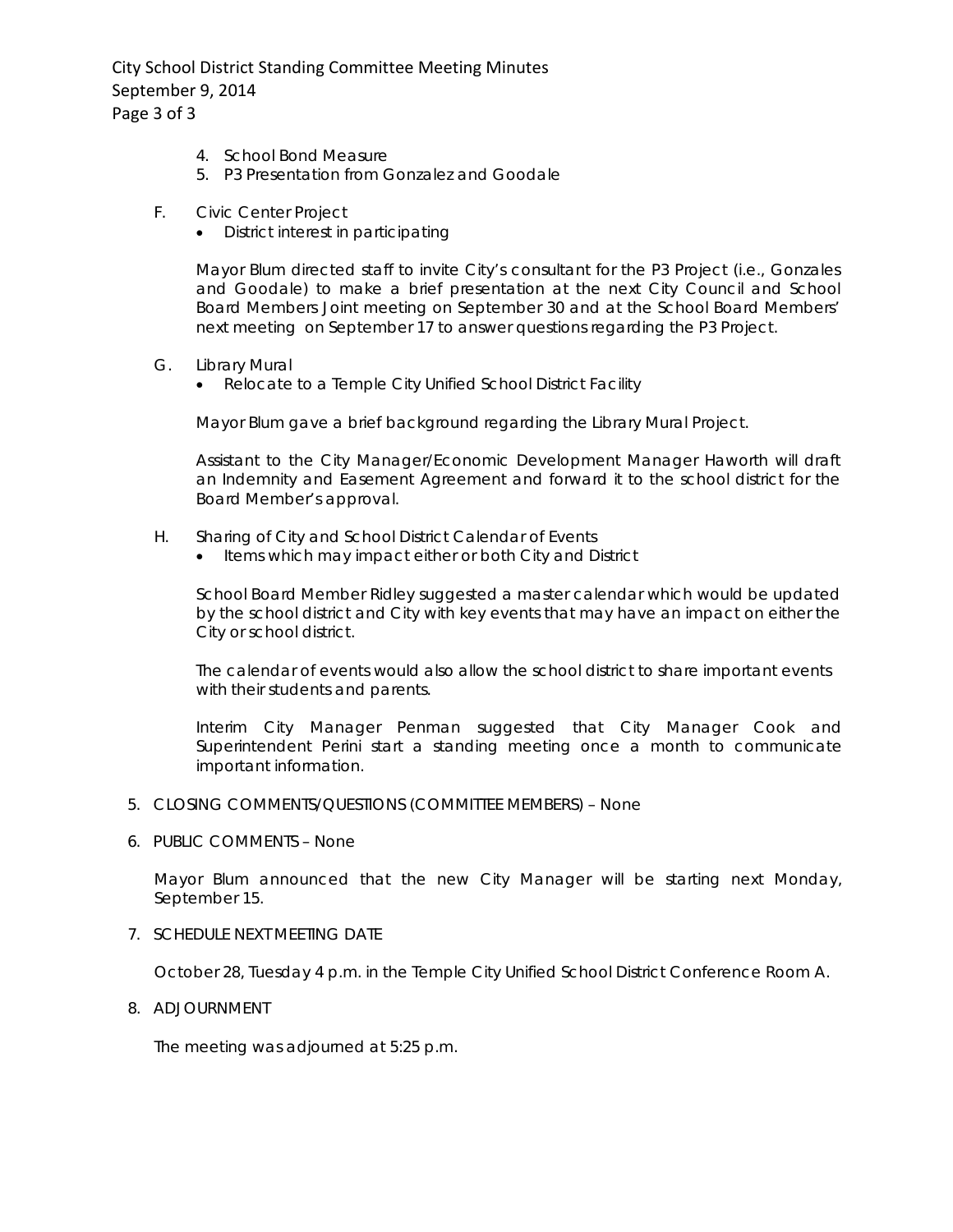4. School Bond Measure
5. P3 Presentation from Gonzalez and Goodale

F. Civic Center Project
   - District interest in participating

   Mayor Blum directed staff to invite City's consultant for the P3 Project (i.e., Gonzales and Goodale) to make a brief presentation at the next City Council and School Board Members Joint meeting on September 30 and at the School Board Members' next meeting on September 17 to answer questions regarding the P3 Project.

G. Library Mural
   - Relocate to a Temple City Unified School District Facility

   Mayor Blum gave a brief background regarding the Library Mural Project.

   Assistant to the City Manager/Economic Development Manager Haworth will draft an Indemnity and Easement Agreement and forward it to the school district for the Board Member's approval.

H. Sharing of City and School District Calendar of Events
   - Items which may impact either or both City and District

   School Board Member Ridley suggested a master calendar which would be updated by the school district and City with key events that may have an impact on either the City or school district.

   The calendar of events would also allow the school district to share important events with their students and parents.

   Interim City Manager Penman suggested that City Manager Cook and Superintendent Perini start a standing meeting once a month to communicate important information.

5. CLOSING COMMENTS/QUESTIONS (COMMITTEE MEMBERS) – None

6. PUBLIC COMMENTS – None

   Mayor Blum announced that the new City Manager will be starting next Monday, September 15.

7. SCHEDULE NEXT MEETING DATE

   October 28, Tuesday 4 p.m. in the Temple City Unified School District Conference Room A.

8. ADJOURNMENT

   The meeting was adjourned at 5:25 p.m.